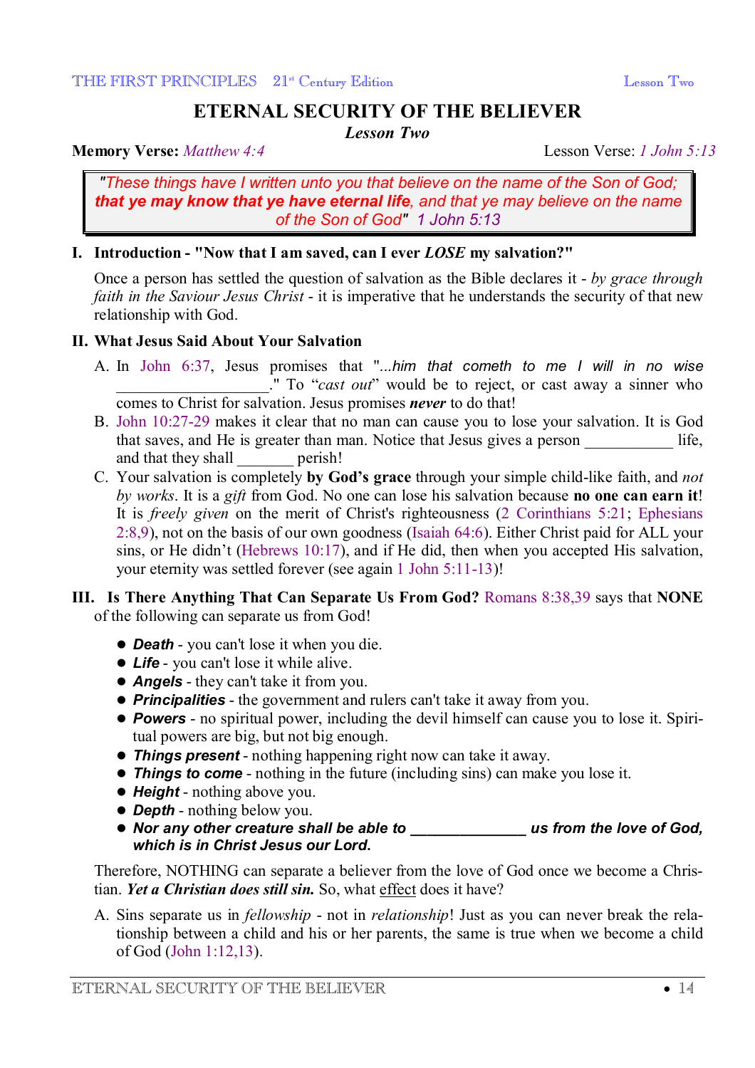# ETERNAL SECURITY OF THE BELIEVER

***Lesson Two***

**Memory Verse:** *Matthew 4:4* Lesson Verse: *1 John 5:13*

> *"These things have I written unto you that believe on the name of the Son of God;* ***that ye may know that ye have eternal life****, and that ye may believe on the name of the Son of God" 1 John 5:13*

## I. Introduction - "Now that I am saved, can I ever *LOSE* my salvation?"

Once a person has settled the question of salvation as the Bible declares it - *by grace through faith in the Saviour Jesus Christ* - it is imperative that he understands the security of that new relationship with God.

## II. What Jesus Said About Your Salvation

A. In John 6:37, Jesus promises that "*...him that cometh to me I will in no wise* __________________." To "*cast out*" would be to reject, or cast away a sinner who comes to Christ for salvation. Jesus promises ***never*** to do that!

B. John 10:27-29 makes it clear that no man can cause you to lose your salvation. It is God that saves, and He is greater than man. Notice that Jesus gives a person ___________ life, and that they shall _______ perish!

C. Your salvation is completely **by God's grace** through your simple child-like faith, and *not by works*. It is a *gift* from God. No one can lose his salvation because **no one can earn it**! It is *freely given* on the merit of Christ's righteousness (2 Corinthians 5:21; Ephesians 2:8,9), not on the basis of our own goodness (Isaiah 64:6). Either Christ paid for ALL your sins, or He didn't (Hebrews 10:17), and if He did, then when you accepted His salvation, your eternity was settled forever (see again 1 John 5:11-13)!

## III. Is There Anything That Can Separate Us From God? 

Romans 8:38,39 says that **NONE** of the following can separate us from God!

- ***Death*** - you can't lose it when you die.
- ***Life*** - you can't lose it while alive.
- ***Angels*** - they can't take it from you.
- ***Principalities*** - the government and rulers can't take it away from you.
- ***Powers*** - no spiritual power, including the devil himself can cause you to lose it. Spiritual powers are big, but not big enough.
- ***Things present*** - nothing happening right now can take it away.
- ***Things to come*** - nothing in the future (including sins) can make you lose it.
- ***Height*** - nothing above you.
- ***Depth*** - nothing below you.
- ***Nor any other creature shall be able to ______________ us from the love of God, which is in Christ Jesus our Lord.***

Therefore, NOTHING can separate a believer from the love of God once we become a Christian. ***Yet a Christian does still sin.*** So, what <u>effect</u> does it have?

A. Sins separate us in *fellowship* - not in *relationship*! Just as you can never break the relationship between a child and his or her parents, the same is true when we become a child of God (John 1:12,13).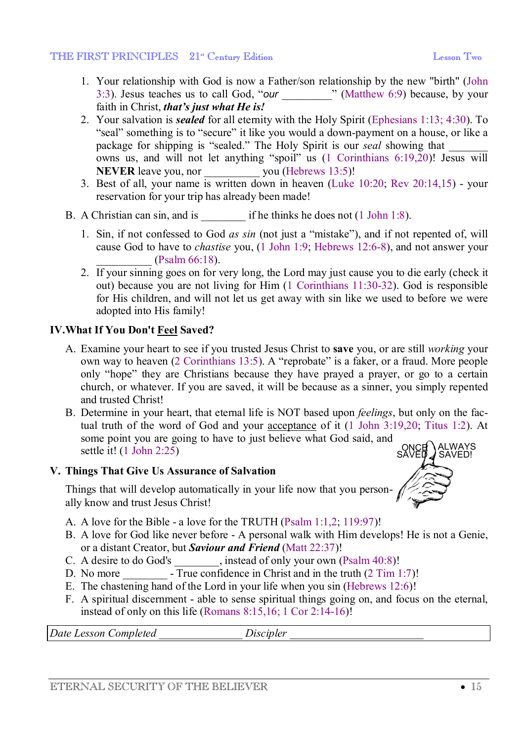1. Your relationship with God is now a Father/son relationship by the new "birth" (John 3:3). Jesus teaches us to call God, "*our* _________" (Matthew 6:9) because, by your faith in Christ, ***that's just what He is!***
2. Your salvation is ***sealed*** for all eternity with the Holy Spirit (Ephesians 1:13; 4:30). To "seal" something is to "secure" it like you would a down-payment on a house, or like a package for shipping is "sealed." The Holy Spirit is our *seal* showing that _______ owns us, and will not let anything "spoil" us (1 Corinthians 6:19,20)! Jesus will **NEVER** leave you, nor __________ you (Hebrews 13:5)!
3. Best of all, your name is written down in heaven (Luke 10:20; Rev 20:14,15) - your reservation for your trip has already been made!

B. A Christian can sin, and is ________ if he thinks he does not (1 John 1:8).

1. Sin, if not confessed to God *as sin* (not just a "mistake"), and if not repented of, will cause God to have to *chastise* you, (1 John 1:9; Hebrews 12:6-8), and not answer your __________ (Psalm 66:18).
2. If your sinning goes on for very long, the Lord may just cause you to die early (check it out) because you are not living for Him (1 Corinthians 11:30-32). God is responsible for His children, and will not let us get away with sin like we used to before we were adopted into His family!

## IV. What If You Don't Feel Saved?

A. Examine your heart to see if you trusted Jesus Christ to **save** you, or are still *working* your own way to heaven (2 Corinthians 13:5). A "reprobate" is a faker, or a fraud. More people only "hope" they are Christians because they have prayed a prayer, or go to a certain church, or whatever. If you are saved, it will be because as a sinner, you simply repented and trusted Christ!

B. Determine in your heart, that eternal life is NOT based upon *feelings*, but only on the factual truth of the word of God and your acceptance of it (1 John 3:19,20; Titus 1:2). At some point you are going to have to just believe what God said, and settle it! (1 John 2:25)

ONCE SAVED ALWAYS SAVED!

## V. Things That Give Us Assurance of Salvation

Things that will develop automatically in your life now that you personally know and trust Jesus Christ!

A. A love for the Bible - a love for the TRUTH (Psalm 1:1,2; 119:97)!
B. A love for God like never before - A personal walk with Him develops! He is not a Genie, or a distant Creator, but ***Saviour and Friend*** (Matt 22:37)!
C. A desire to do God's ________, instead of only your own (Psalm 40:8)!
D. No more ________ - True confidence in Christ and in the truth (2 Tim 1:7)!
E. The chastening hand of the Lord in your life when you sin (Hebrews 12:6)!
F. A spiritual discernment - able to sense spiritual things going on, and focus on the eternal, instead of only on this life (Romans 8:15,16; 1 Cor 2:14-16)!

*Date Lesson Completed* _______________ *Discipler* ________________________